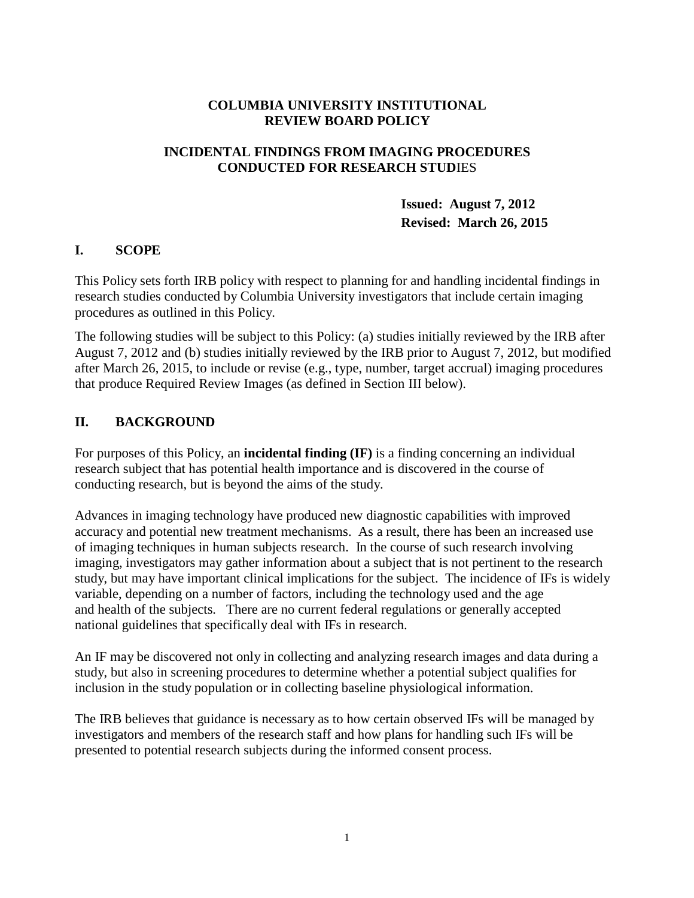# COLUMBIA UNIVERSITY INSTITUTIONAL REVIEW BOARD POLICY

## INCIDENTAL FINDINGS FROM IMAGING PROCEDURES CONDUCTED FOR RESEARCH STUDIES

**Issued: August 7, 2012**
**Revised: March 26, 2015**

## I. SCOPE

This Policy sets forth IRB policy with respect to planning for and handling incidental findings in research studies conducted by Columbia University investigators that include certain imaging procedures as outlined in this Policy.

The following studies will be subject to this Policy: (a) studies initially reviewed by the IRB after August 7, 2012 and (b) studies initially reviewed by the IRB prior to August 7, 2012, but modified after March 26, 2015, to include or revise (e.g., type, number, target accrual) imaging procedures that produce Required Review Images (as defined in Section III below).

## II. BACKGROUND

For purposes of this Policy, an **incidental finding (IF)** is a finding concerning an individual research subject that has potential health importance and is discovered in the course of conducting research, but is beyond the aims of the study.

Advances in imaging technology have produced new diagnostic capabilities with improved accuracy and potential new treatment mechanisms. As a result, there has been an increased use of imaging techniques in human subjects research. In the course of such research involving imaging, investigators may gather information about a subject that is not pertinent to the research study, but may have important clinical implications for the subject. The incidence of IFs is widely variable, depending on a number of factors, including the technology used and the age and health of the subjects. There are no current federal regulations or generally accepted national guidelines that specifically deal with IFs in research.

An IF may be discovered not only in collecting and analyzing research images and data during a study, but also in screening procedures to determine whether a potential subject qualifies for inclusion in the study population or in collecting baseline physiological information.

The IRB believes that guidance is necessary as to how certain observed IFs will be managed by investigators and members of the research staff and how plans for handling such IFs will be presented to potential research subjects during the informed consent process.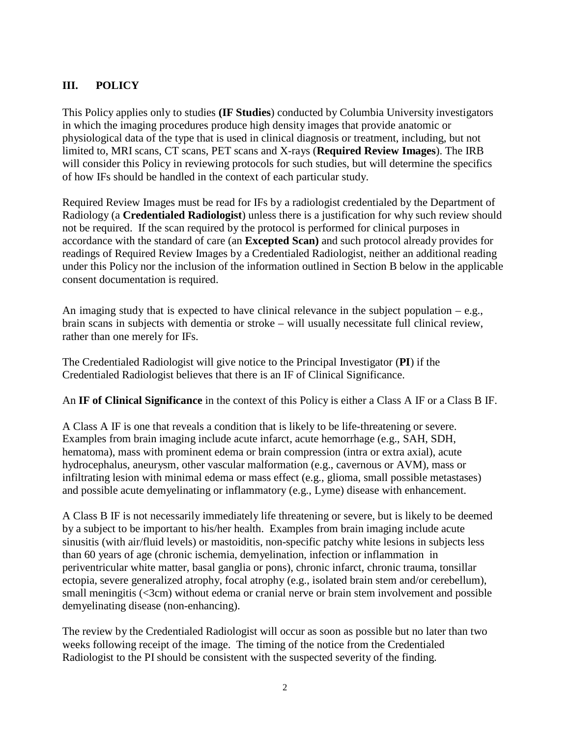## III. POLICY

This Policy applies only to studies (**IF Studies**) conducted by Columbia University investigators in which the imaging procedures produce high density images that provide anatomic or physiological data of the type that is used in clinical diagnosis or treatment, including, but not limited to, MRI scans, CT scans, PET scans and X-rays (**Required Review Images**). The IRB will consider this Policy in reviewing protocols for such studies, but will determine the specifics of how IFs should be handled in the context of each particular study.

Required Review Images must be read for IFs by a radiologist credentialed by the Department of Radiology (a **Credentialed Radiologist**) unless there is a justification for why such review should not be required. If the scan required by the protocol is performed for clinical purposes in accordance with the standard of care (an **Excepted Scan)** and such protocol already provides for readings of Required Review Images by a Credentialed Radiologist, neither an additional reading under this Policy nor the inclusion of the information outlined in Section B below in the applicable consent documentation is required.

An imaging study that is expected to have clinical relevance in the subject population – e.g., brain scans in subjects with dementia or stroke – will usually necessitate full clinical review, rather than one merely for IFs.

The Credentialed Radiologist will give notice to the Principal Investigator (**PI**) if the Credentialed Radiologist believes that there is an IF of Clinical Significance.

An **IF of Clinical Significance** in the context of this Policy is either a Class A IF or a Class B IF.

A Class A IF is one that reveals a condition that is likely to be life-threatening or severe. Examples from brain imaging include acute infarct, acute hemorrhage (e.g., SAH, SDH, hematoma), mass with prominent edema or brain compression (intra or extra axial), acute hydrocephalus, aneurysm, other vascular malformation (e.g., cavernous or AVM), mass or infiltrating lesion with minimal edema or mass effect (e.g., glioma, small possible metastases) and possible acute demyelinating or inflammatory (e.g., Lyme) disease with enhancement.

A Class B IF is not necessarily immediately life threatening or severe, but is likely to be deemed by a subject to be important to his/her health. Examples from brain imaging include acute sinusitis (with air/fluid levels) or mastoiditis, non-specific patchy white lesions in subjects less than 60 years of age (chronic ischemia, demyelination, infection or inflammation in periventricular white matter, basal ganglia or pons), chronic infarct, chronic trauma, tonsillar ectopia, severe generalized atrophy, focal atrophy (e.g., isolated brain stem and/or cerebellum), small meningitis (<3cm) without edema or cranial nerve or brain stem involvement and possible demyelinating disease (non-enhancing).

The review by the Credentialed Radiologist will occur as soon as possible but no later than two weeks following receipt of the image. The timing of the notice from the Credentialed Radiologist to the PI should be consistent with the suspected severity of the finding.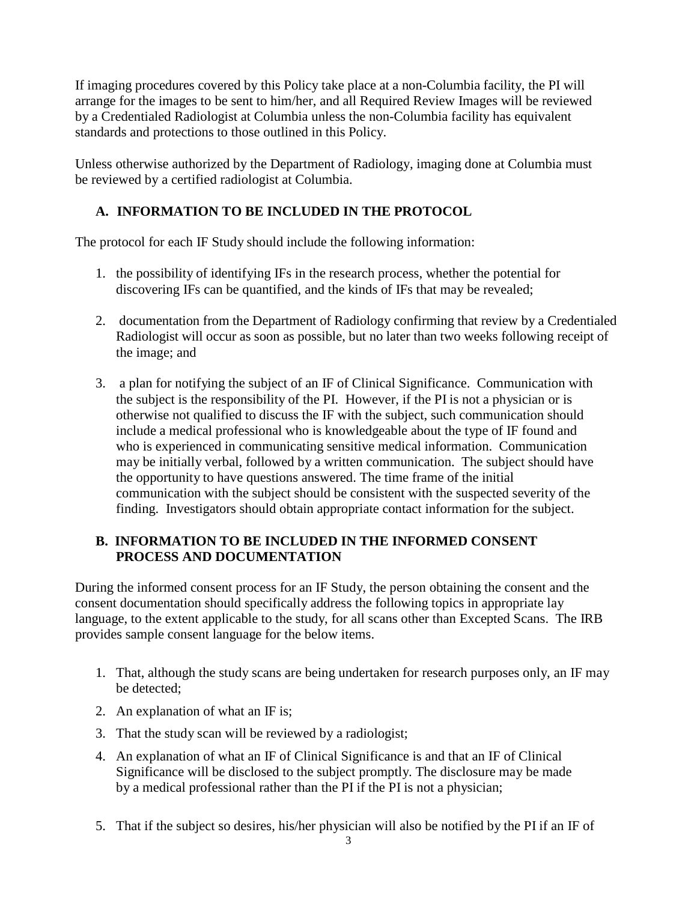If imaging procedures covered by this Policy take place at a non-Columbia facility, the PI will arrange for the images to be sent to him/her, and all Required Review Images will be reviewed by a Credentialed Radiologist at Columbia unless the non-Columbia facility has equivalent standards and protections to those outlined in this Policy.

Unless otherwise authorized by the Department of Radiology, imaging done at Columbia must be reviewed by a certified radiologist at Columbia.

## A. INFORMATION TO BE INCLUDED IN THE PROTOCOL

The protocol for each IF Study should include the following information:

1. the possibility of identifying IFs in the research process, whether the potential for discovering IFs can be quantified, and the kinds of IFs that may be revealed;

2. documentation from the Department of Radiology confirming that review by a Credentialed Radiologist will occur as soon as possible, but no later than two weeks following receipt of the image; and

3. a plan for notifying the subject of an IF of Clinical Significance. Communication with the subject is the responsibility of the PI. However, if the PI is not a physician or is otherwise not qualified to discuss the IF with the subject, such communication should include a medical professional who is knowledgeable about the type of IF found and who is experienced in communicating sensitive medical information. Communication may be initially verbal, followed by a written communication. The subject should have the opportunity to have questions answered. The time frame of the initial communication with the subject should be consistent with the suspected severity of the finding. Investigators should obtain appropriate contact information for the subject.

## B. INFORMATION TO BE INCLUDED IN THE INFORMED CONSENT PROCESS AND DOCUMENTATION

During the informed consent process for an IF Study, the person obtaining the consent and the consent documentation should specifically address the following topics in appropriate lay language, to the extent applicable to the study, for all scans other than Excepted Scans. The IRB provides sample consent language for the below items.

1. That, although the study scans are being undertaken for research purposes only, an IF may be detected;
2. An explanation of what an IF is;
3. That the study scan will be reviewed by a radiologist;
4. An explanation of what an IF of Clinical Significance is and that an IF of Clinical Significance will be disclosed to the subject promptly. The disclosure may be made by a medical professional rather than the PI if the PI is not a physician;
5. That if the subject so desires, his/her physician will also be notified by the PI if an IF of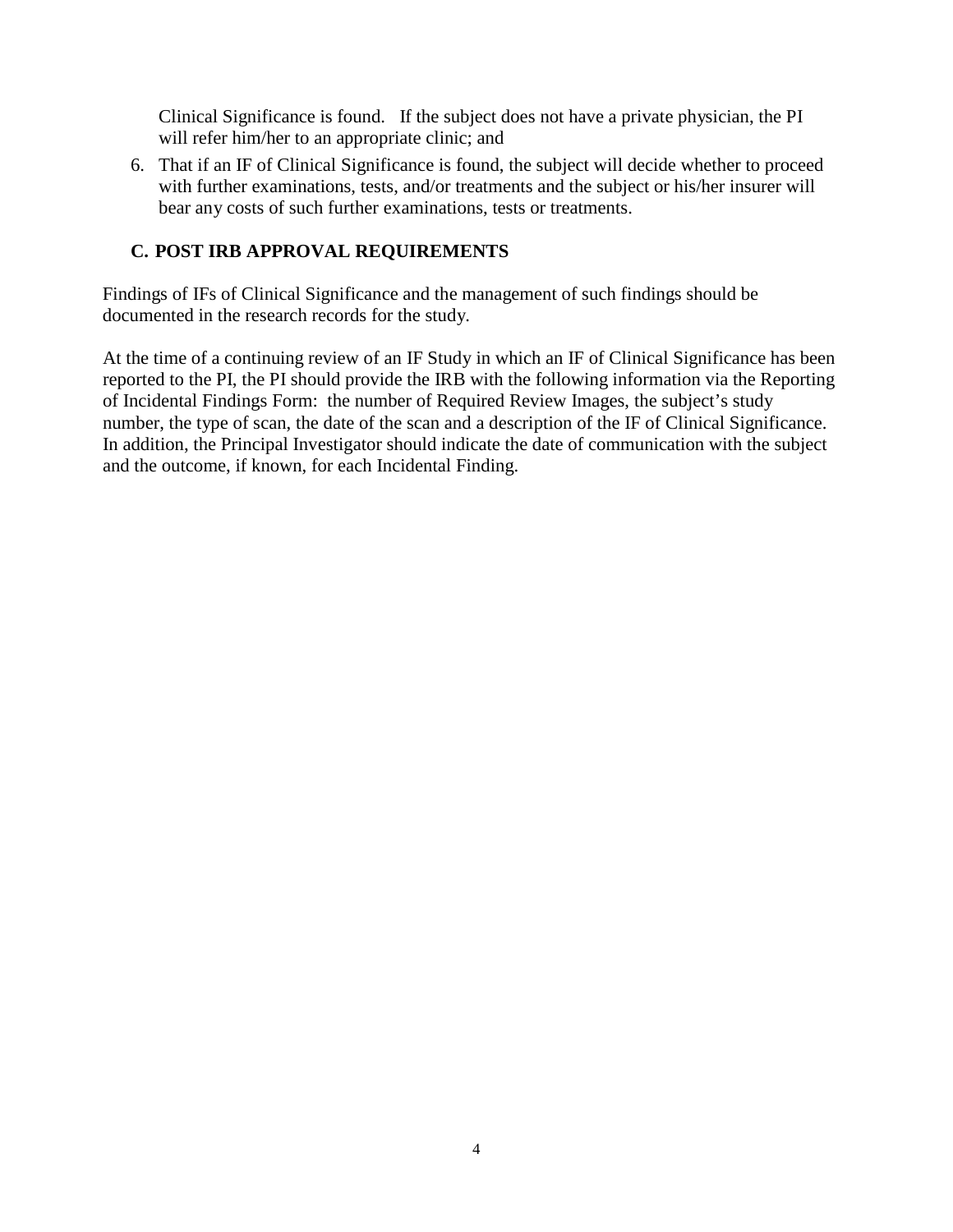Clinical Significance is found. If the subject does not have a private physician, the PI will refer him/her to an appropriate clinic; and

6. That if an IF of Clinical Significance is found, the subject will decide whether to proceed with further examinations, tests, and/or treatments and the subject or his/her insurer will bear any costs of such further examinations, tests or treatments.

## C. POST IRB APPROVAL REQUIREMENTS

Findings of IFs of Clinical Significance and the management of such findings should be documented in the research records for the study.

At the time of a continuing review of an IF Study in which an IF of Clinical Significance has been reported to the PI, the PI should provide the IRB with the following information via the Reporting of Incidental Findings Form: the number of Required Review Images, the subject's study number, the type of scan, the date of the scan and a description of the IF of Clinical Significance. In addition, the Principal Investigator should indicate the date of communication with the subject and the outcome, if known, for each Incidental Finding.